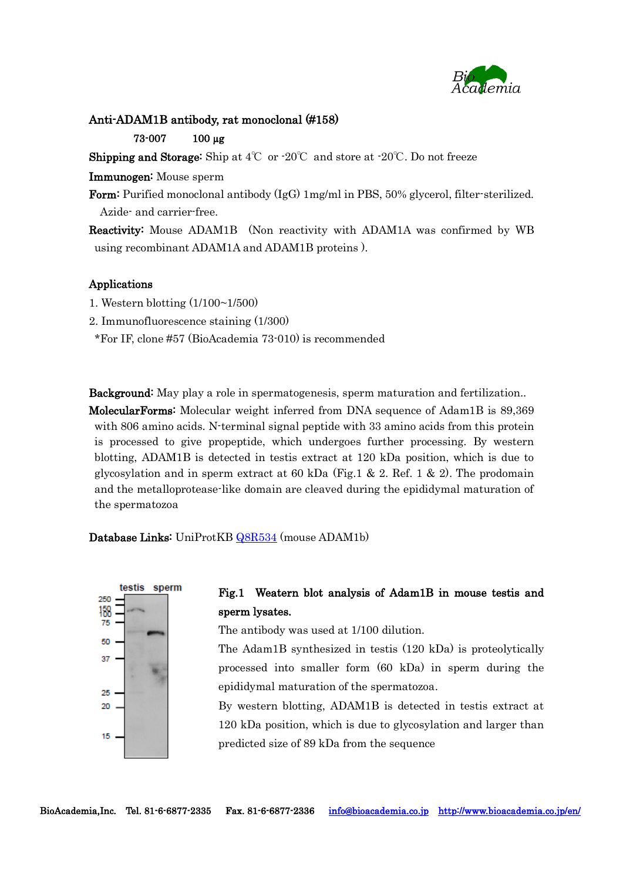**Anti-ADAM1B antibody, rat monoclonal (#158)**

**73-007　　100 μg**

**Shipping and Storage:** Ship at 4℃ or -20℃ and store at -20℃. Do not freeze

**Immunogen:** Mouse sperm

**Form:** Purified monoclonal antibody (IgG) 1mg/ml in PBS, 50% glycerol, filter-sterilized. Azide- and carrier-free.

**Reactivity:** Mouse ADAM1B (Non reactivity with ADAM1A was confirmed by WB using recombinant ADAM1A and ADAM1B proteins ).

**Applications**

1. Western blotting (1/100~1/500)
2. Immunofluorescence staining (1/300)

*For IF, clone #57 (BioAcademia 73-010) is recommended

**Background:** May play a role in spermatogenesis, sperm maturation and fertilization..

**MolecularForms:** Molecular weight inferred from DNA sequence of Adam1B is 89,369 with 806 amino acids. N-terminal signal peptide with 33 amino acids from this protein is processed to give propeptide, which undergoes further processing. By western blotting, ADAM1B is detected in testis extract at 120 kDa position, which is due to glycosylation and in sperm extract at 60 kDa (Fig.1 & 2. Ref. 1 & 2). The prodomain and the metalloprotease-like domain are cleaved during the epididymal maturation of the spermatozoa

**Database Links:** UniProtKB [Q8R534](Q8R534) (mouse ADAM1b)

**Fig.1 Weatern blot analysis of Adam1B in mouse testis and sperm lysates.**
The antibody was used at 1/100 dilution.
The Adam1B synthesized in testis (120 kDa) is proteolytically processed into smaller form (60 kDa) in sperm during the epididymal maturation of the spermatozoa.
By western blotting, ADAM1B is detected in testis extract at 120 kDa position, which is due to glycosylation and larger than predicted size of 89 kDa from the sequence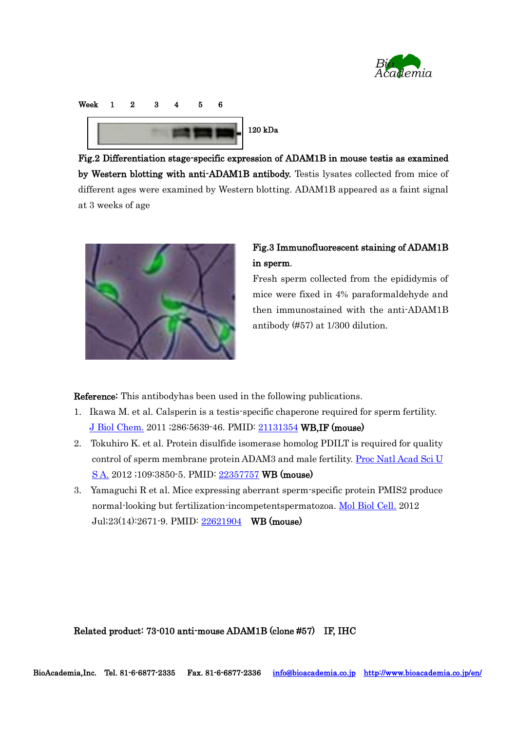Week 1 2 3 4 5 6

120 kDa

**Fig.2 Differentiation stage-specific expression of ADAM1B in mouse testis as examined by Western blotting with anti-ADAM1B antibody.** Testis lysates collected from mice of different ages were examined by Western blotting. ADAM1B appeared as a faint signal at 3 weeks of age

**Fig.3 Immunofluorescent staining of ADAM1B in sperm.**

Fresh sperm collected from the epididymis of mice were fixed in 4% paraformaldehyde and then immunostained with the anti-ADAM1B antibody (#57) at 1/300 dilution.

**Reference:** This antibodyhas been used in the following publications.

1. Ikawa M. et al. Calsperin is a testis-specific chaperone required for sperm fertility. J Biol Chem. 2011 ;286:5639-46. PMID: 21131354 **WB,IF (mouse)**
2. Tokuhiro K. et al. Protein disulfide isomerase homolog PDILT is required for quality control of sperm membrane protein ADAM3 and male fertility. Proc Natl Acad Sci U S A. 2012 ;109:3850-5. PMID: 22357757 **WB (mouse)**
3. Yamaguchi R et al. Mice expressing aberrant sperm-specific protein PMIS2 produce normal-looking but fertilization-incompetentspermatozoa. Mol Biol Cell. 2012 Jul;23(14):2671-9. PMID: 22621904 **WB (mouse)**

**Related product: 73-010 anti-mouse ADAM1B (clone #57) IF, IHC**

**BioAcademia,Inc. Tel. 81-6-6877-2335 Fax. 81-6-6877-2336** info@bioacademia.co.jp http://www.bioacademia.co.jp/en/